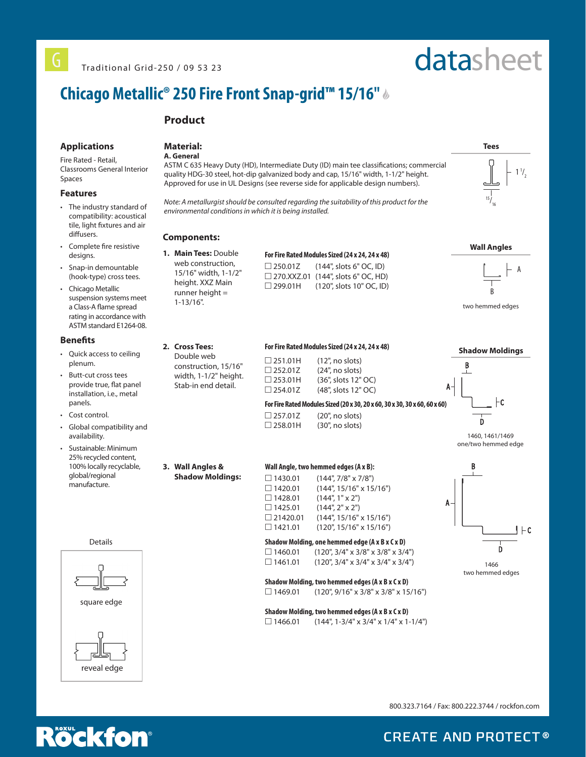G Traditional Grid-250 / 09 53 23

datasheet

# Chicago Metallic® 250 Fire Front Snap-grid™ 15/16"

## Product

### Applications

Fire Rated - Retail, Classrooms General Interior Spaces

### Features

- The industry standard of compatibility: acoustical tile, light fixtures and air diffusers.
- Complete fire resistive designs.
- Snap-in demountable (hook-type) cross tees.
- Chicago Metallic suspension systems meet a Class-A flame spread rating in accordance with ASTM standard E1264-08.

### Benefits

- Quick access to ceiling plenum.
- Butt-cut cross tees provide true, flat panel installation, i.e., metal panels.
- Cost control.
- Global compatibility and availability.
- Sustainable: Minimum 25% recycled content, 100% locally recyclable, global/regional manufacture.

### Material:

**A. General**

ASTM C 635 Heavy Duty (HD), Intermediate Duty (ID) main tee classifications; commercial quality HDG-30 steel, hot-dip galvanized body and cap, 15/16" width, 1-1/2" height. Approved for use in UL Designs (see reverse side for applicable design numbers).

*Note: A metallurgist should be consulted regarding the suitability of this product for the environmental conditions in which it is being installed.*

### Components:

**1. Main Tees:** Double web construction, 15/16" width, 1-1/2" height. XXZ Main runner height = 1-13/16".

**For Fire Rated Modules Sized (24 x 24, 24 x 48)**

- ☐ 250.01Z (144", slots 6" OC, ID)
- ☐ 270.XXZ.01 (144", slots 6" OC, HD)
- ☐ 299.01H (120", slots 10" OC, ID)

**2. Cross Tees:** Double web construction, 15/16" width, 1-1/2" height. Stab-in end detail.

**For Fire Rated Modules Sized (24 x 24, 24 x 48)**

- ☐ 251.01H (12", no slots)
- ☐ 252.01Z (24", no slots)
- ☐ 253.01H (36", slots 12" OC)
- ☐ 254.01Z (48", slots 12" OC)

**For Fire Rated Modules Sized (20 x 30, 20 x 60, 30 x 30, 30 x 60, 60 x 60)**

- ☐ 257.01Z (20", no slots)
- ☐ 258.01H (30", no slots)

**3. Wall Angles & Shadow Moldings:**

**Wall Angle, two hemmed edges (A x B):**

- ☐ 1430.01 (144", 7/8" x 7/8")
- ☐ 1420.01 (144", 15/16" x 15/16")
- ☐ 1428.01 (144", 1" x 2")
- ☐ 1425.01 (144", 2" x 2")
- ☐ 21420.01 (144", 15/16" x 15/16")
- ☐ 1421.01 (120", 15/16" x 15/16")

**Shadow Molding, one hemmed edge (A x B x C x D)**

- ☐ 1460.01 (120", 3/4" x 3/8" x 3/8" x 3/4")
- ☐ 1461.01 (120", 3/4" x 3/4" x 3/4" x 3/4")

**Shadow Molding, two hemmed edges (A x B x C x D)**

- ☐ 1469.01 (120", 9/16" x 3/8" x 3/8" x 15/16")

**Shadow Molding, two hemmed edges (A x B x C x D)**

- ☐ 1466.01 (144", 1-3/4" x 3/4" x 1/4" x 1-1/4")

**Tees**

1 1/2

15/16

**Wall Angles**

A

B

two hemmed edges

**Shadow Moldings**

B A C D

1460, 1461/1469
one/two hemmed edge

B A C D

1466
two hemmed edges

Details

square edge

reveal edge

800.323.7164 / Fax: 800.222.3744 / rockfon.com

Rockfon® CREATE AND PROTECT®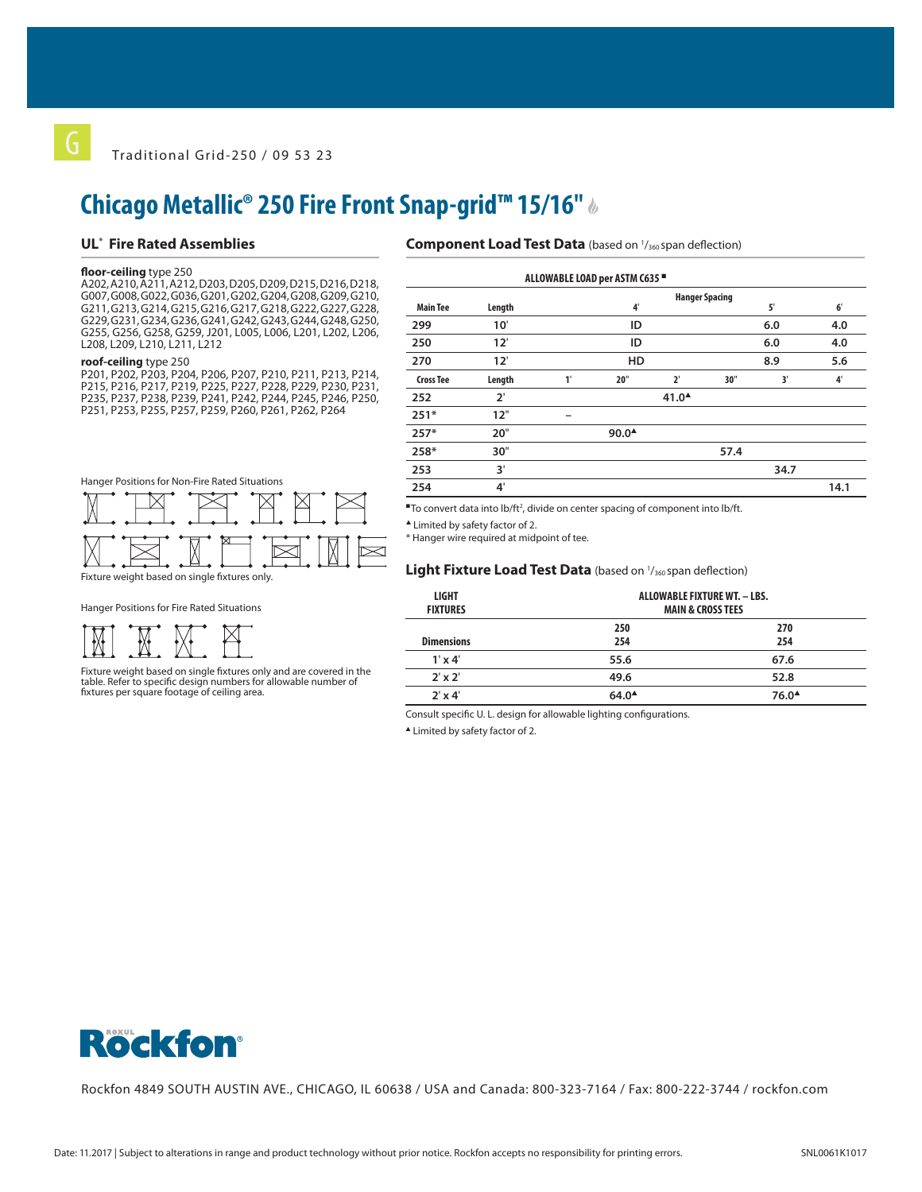G

Traditional Grid-250 / 09 53 23

# Chicago Metallic® 250 Fire Front Snap-grid™ 15/16"

## UL® Fire Rated Assemblies

**floor-ceiling** type 250
A202, A210, A211, A212, D203, D205, D209, D215, D216, D218, G007, G008, G022, G036, G201, G202, G204, G208, G209, G210, G211, G213, G214, G215, G216, G217, G218, G222, G227, G228, G229, G231, G234, G236, G241, G242, G243, G244, G248, G250, G255, G256, G258, G259, J201, L005, L006, L201, L202, L206, L208, L209, L210, L211, L212

**roof-ceiling** type 250
P201, P202, P203, P204, P206, P207, P210, P211, P213, P214, P215, P216, P217, P219, P225, P227, P228, P229, P230, P231, P235, P237, P238, P239, P241, P242, P244, P245, P246, P250, P251, P253, P255, P257, P259, P260, P261, P262, P264

Hanger Positions for Non-Fire Rated Situations

Fixture weight based on single fixtures only.

Hanger Positions for Fire Rated Situations

Fixture weight based on single fixtures only and are covered in the table. Refer to specific design numbers for allowable number of fixtures per square footage of ceiling area.

## Component Load Test Data (based on $^1/_{360}$ span deflection)

| ALLOWABLE LOAD per ASTM C635 ■ | | | | | | | |
|---|---|---|---|---|---|---|---|
| | | Hanger Spacing | | | | | |
| **Main Tee** | **Length** | | **4'** | | | **5'** | **6'** |
| **299** | 10' | | ID | | | 6.0 | 4.0 |
| **250** | 12' | | ID | | | 6.0 | 4.0 |
| **270** | 12' | | HD | | | 8.9 | 5.6 |
| **Cross Tee** | **Length** | **1'** | **20"** | **2'** | **30"** | **3'** | **4'** |
| **252** | 2' | | | 41.0▲ | | | |
| **251*** | 12" | – | | | | | |
| **257*** | 20" | | 90.0▲ | | | | |
| **258*** | 30" | | | | 57.4 | | |
| **253** | 3' | | | | | 34.7 | |
| **254** | 4' | | | | | | 14.1 |

■ To convert data into lb/ft², divide on center spacing of component into lb/ft.

▲ Limited by safety factor of 2.

* Hanger wire required at midpoint of tee.

## Light Fixture Load Test Data (based on $^1/_{360}$ span deflection)

| LIGHT FIXTURES | ALLOWABLE FIXTURE WT. – LBS. MAIN & CROSS TEES | |
|---|---|---|
| **Dimensions** | **250 / 254** | **270 / 254** |
| 1' x 4' | 55.6 | 67.6 |
| 2' x 2' | 49.6 | 52.8 |
| 2' x 4' | 64.0▲ | 76.0▲ |

Consult specific U. L. design for allowable lighting configurations.

▲ Limited by safety factor of 2.

Rockfon

Rockfon 4849 SOUTH AUSTIN AVE., CHICAGO, IL 60638 / USA and Canada: 800-323-7164 / Fax: 800-222-3744 / rockfon.com

Date: 11.2017 | Subject to alterations in range and product technology without prior notice. Rockfon accepts no responsibility for printing errors.

SNL0061K1017